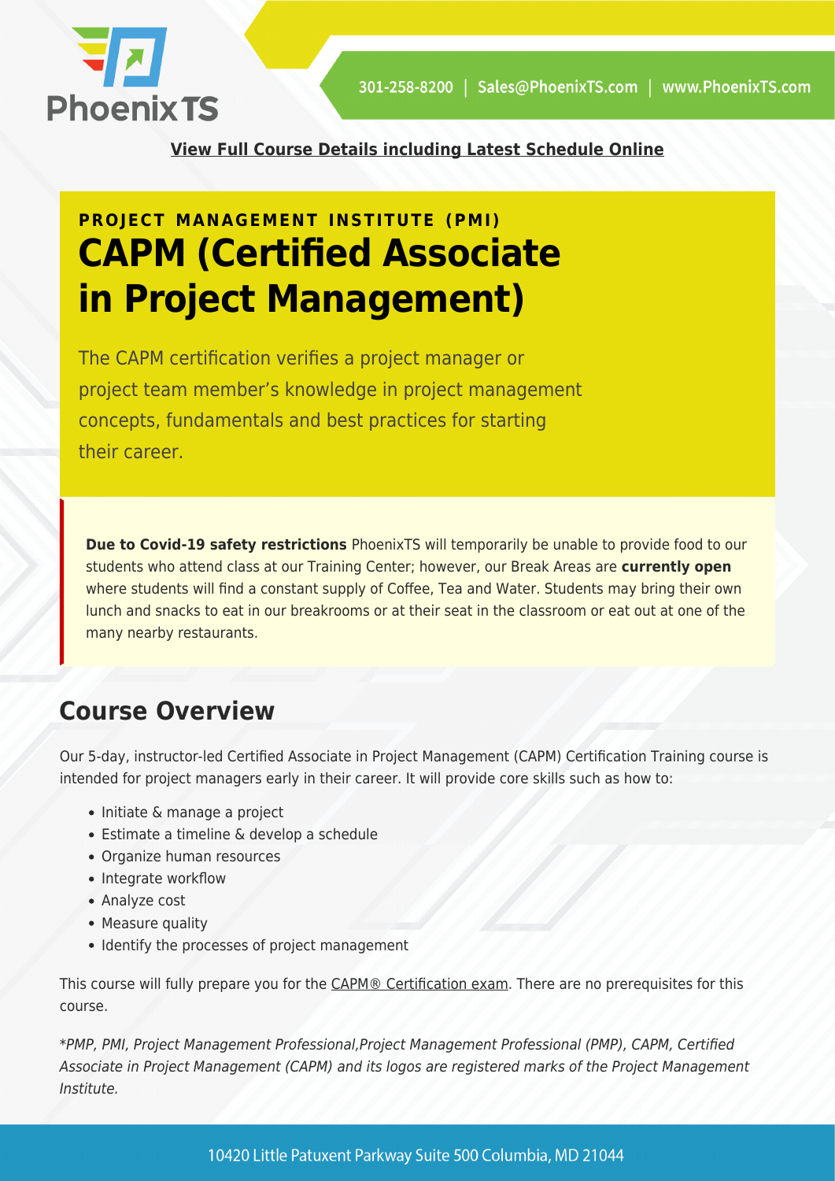**View Full Course Details including Latest Schedule Online**

**PROJECT MANAGEMENT INSTITUTE (PMI)**

# CAPM (Certified Associate in Project Management)

The CAPM certification verifies a project manager or project team member's knowledge in project management concepts, fundamentals and best practices for starting their career.

**Due to Covid-19 safety restrictions** PhoenixTS will temporarily be unable to provide food to our students who attend class at our Training Center; however, our Break Areas are **currently open** where students will find a constant supply of Coffee, Tea and Water. Students may bring their own lunch and snacks to eat in our breakrooms or at their seat in the classroom or eat out at one of the many nearby restaurants.

## Course Overview

Our 5-day, instructor-led Certified Associate in Project Management (CAPM) Certification Training course is intended for project managers early in their career. It will provide core skills such as how to:

- Initiate & manage a project
- Estimate a timeline & develop a schedule
- Organize human resources
- Integrate workflow
- Analyze cost
- Measure quality
- Identify the processes of project management

This course will fully prepare you for the CAPM® Certification exam. There are no prerequisites for this course.

*\*PMP, PMI, Project Management Professional,Project Management Professional (PMP), CAPM, Certified Associate in Project Management (CAPM) and its logos are registered marks of the Project Management Institute.*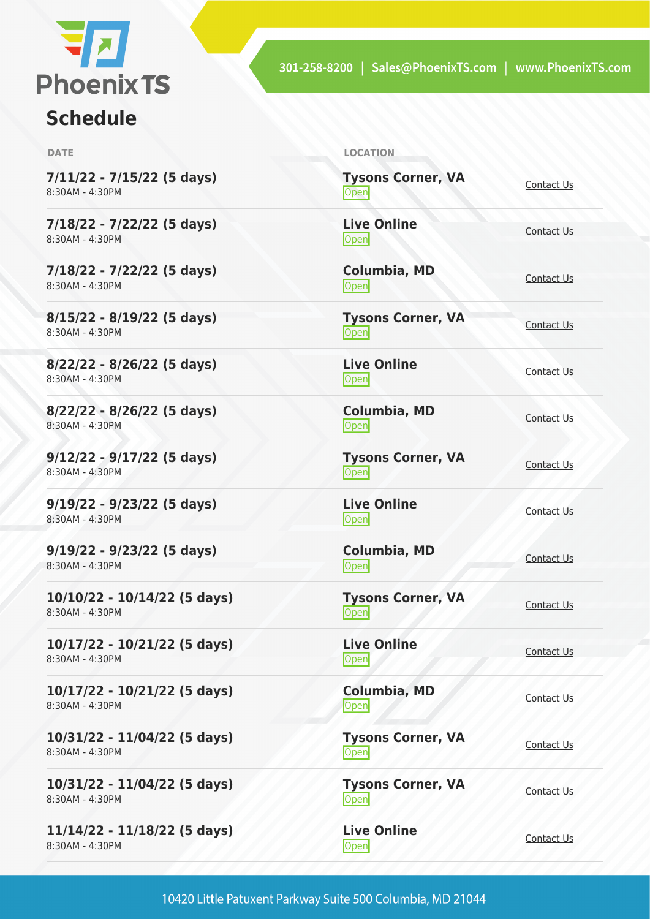## Schedule

| DATE | LOCATION | |
|---|---|---|
| **7/11/22 - 7/15/22 (5 days)**<br>8:30AM - 4:30PM | **Tysons Corner, VA**<br>Open | Contact Us |
| **7/18/22 - 7/22/22 (5 days)**<br>8:30AM - 4:30PM | **Live Online**<br>Open | Contact Us |
| **7/18/22 - 7/22/22 (5 days)**<br>8:30AM - 4:30PM | **Columbia, MD**<br>Open | Contact Us |
| **8/15/22 - 8/19/22 (5 days)**<br>8:30AM - 4:30PM | **Tysons Corner, VA**<br>Open | Contact Us |
| **8/22/22 - 8/26/22 (5 days)**<br>8:30AM - 4:30PM | **Live Online**<br>Open | Contact Us |
| **8/22/22 - 8/26/22 (5 days)**<br>8:30AM - 4:30PM | **Columbia, MD**<br>Open | Contact Us |
| **9/12/22 - 9/17/22 (5 days)**<br>8:30AM - 4:30PM | **Tysons Corner, VA**<br>Open | Contact Us |
| **9/19/22 - 9/23/22 (5 days)**<br>8:30AM - 4:30PM | **Live Online**<br>Open | Contact Us |
| **9/19/22 - 9/23/22 (5 days)**<br>8:30AM - 4:30PM | **Columbia, MD**<br>Open | Contact Us |
| **10/10/22 - 10/14/22 (5 days)**<br>8:30AM - 4:30PM | **Tysons Corner, VA**<br>Open | Contact Us |
| **10/17/22 - 10/21/22 (5 days)**<br>8:30AM - 4:30PM | **Live Online**<br>Open | Contact Us |
| **10/17/22 - 10/21/22 (5 days)**<br>8:30AM - 4:30PM | **Columbia, MD**<br>Open | Contact Us |
| **10/31/22 - 11/04/22 (5 days)**<br>8:30AM - 4:30PM | **Tysons Corner, VA**<br>Open | Contact Us |
| **10/31/22 - 11/04/22 (5 days)**<br>8:30AM - 4:30PM | **Tysons Corner, VA**<br>Open | Contact Us |
| **11/14/22 - 11/18/22 (5 days)**<br>8:30AM - 4:30PM | **Live Online**<br>Open | Contact Us |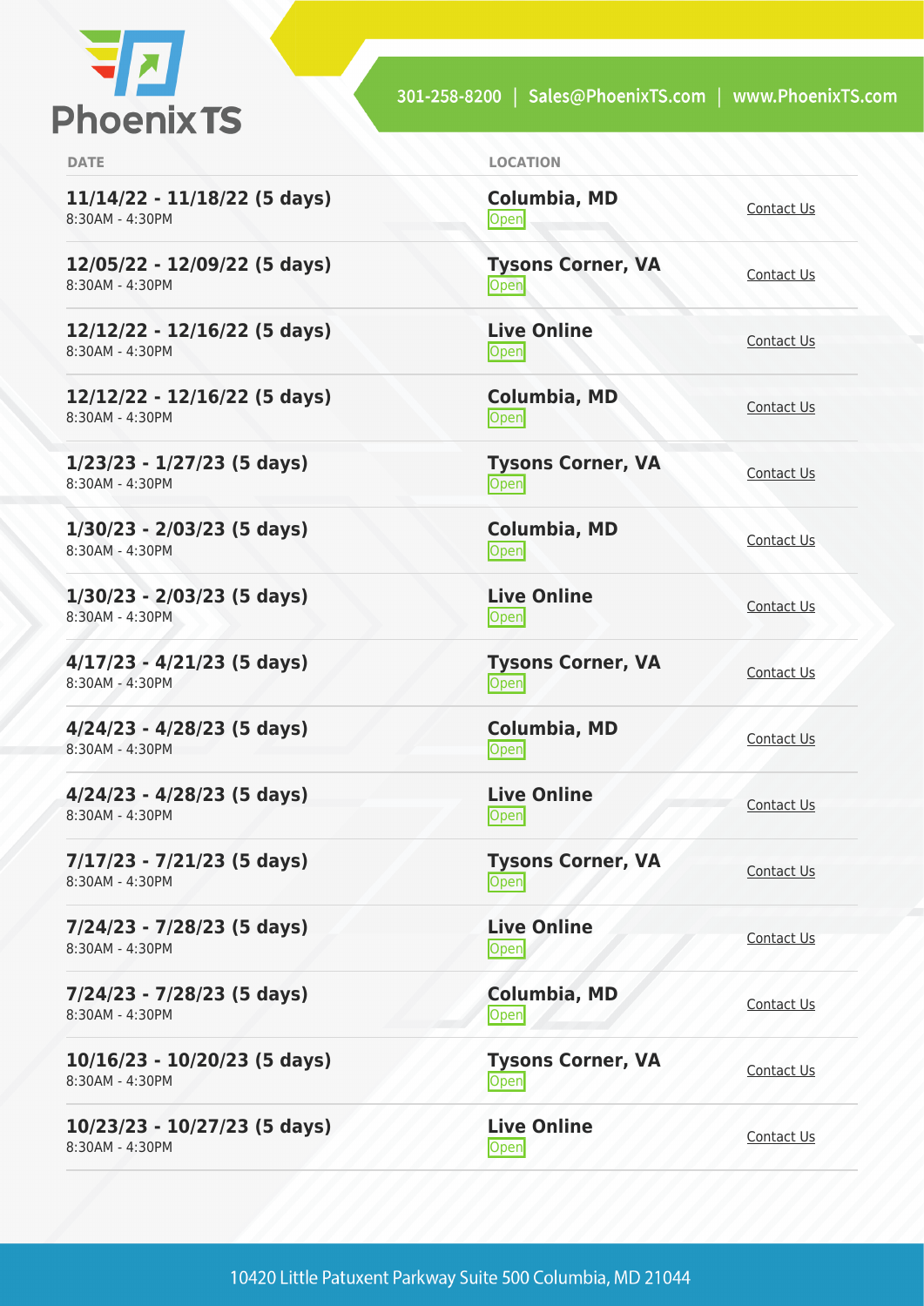| DATE | LOCATION | |
|---|---|---|
| **11/14/22 - 11/18/22 (5 days)**<br>8:30AM - 4:30PM | **Columbia, MD**<br>Open | Contact Us |
| **12/05/22 - 12/09/22 (5 days)**<br>8:30AM - 4:30PM | **Tysons Corner, VA**<br>Open | Contact Us |
| **12/12/22 - 12/16/22 (5 days)**<br>8:30AM - 4:30PM | **Live Online**<br>Open | Contact Us |
| **12/12/22 - 12/16/22 (5 days)**<br>8:30AM - 4:30PM | **Columbia, MD**<br>Open | Contact Us |
| **1/23/23 - 1/27/23 (5 days)**<br>8:30AM - 4:30PM | **Tysons Corner, VA**<br>Open | Contact Us |
| **1/30/23 - 2/03/23 (5 days)**<br>8:30AM - 4:30PM | **Columbia, MD**<br>Open | Contact Us |
| **1/30/23 - 2/03/23 (5 days)**<br>8:30AM - 4:30PM | **Live Online**<br>Open | Contact Us |
| **4/17/23 - 4/21/23 (5 days)**<br>8:30AM - 4:30PM | **Tysons Corner, VA**<br>Open | Contact Us |
| **4/24/23 - 4/28/23 (5 days)**<br>8:30AM - 4:30PM | **Columbia, MD**<br>Open | Contact Us |
| **4/24/23 - 4/28/23 (5 days)**<br>8:30AM - 4:30PM | **Live Online**<br>Open | Contact Us |
| **7/17/23 - 7/21/23 (5 days)**<br>8:30AM - 4:30PM | **Tysons Corner, VA**<br>Open | Contact Us |
| **7/24/23 - 7/28/23 (5 days)**<br>8:30AM - 4:30PM | **Live Online**<br>Open | Contact Us |
| **7/24/23 - 7/28/23 (5 days)**<br>8:30AM - 4:30PM | **Columbia, MD**<br>Open | Contact Us |
| **10/16/23 - 10/20/23 (5 days)**<br>8:30AM - 4:30PM | **Tysons Corner, VA**<br>Open | Contact Us |
| **10/23/23 - 10/27/23 (5 days)**<br>8:30AM - 4:30PM | **Live Online**<br>Open | Contact Us |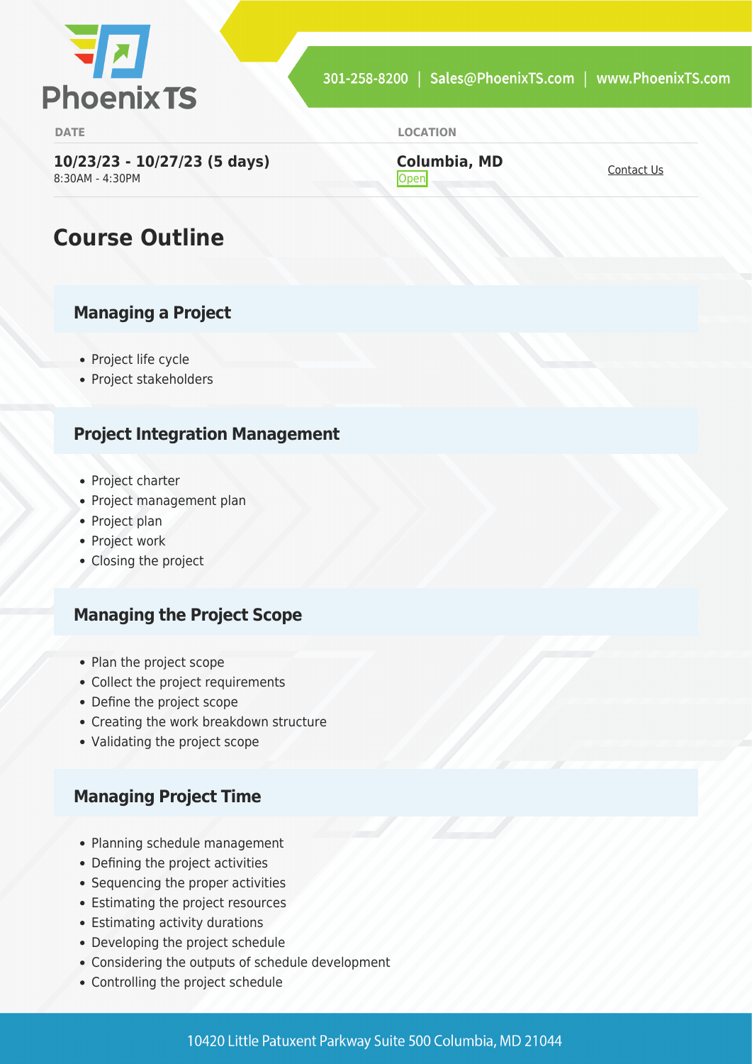**DATE**

**10/23/23 - 10/27/23 (5 days)**
8:30AM - 4:30PM

**LOCATION**

**Columbia, MD**
Open

Contact Us

## Course Outline

### Managing a Project

- Project life cycle
- Project stakeholders

### Project Integration Management

- Project charter
- Project management plan
- Project plan
- Project work
- Closing the project

### Managing the Project Scope

- Plan the project scope
- Collect the project requirements
- Define the project scope
- Creating the work breakdown structure
- Validating the project scope

### Managing Project Time

- Planning schedule management
- Defining the project activities
- Sequencing the proper activities
- Estimating the project resources
- Estimating activity durations
- Developing the project schedule
- Considering the outputs of schedule development
- Controlling the project schedule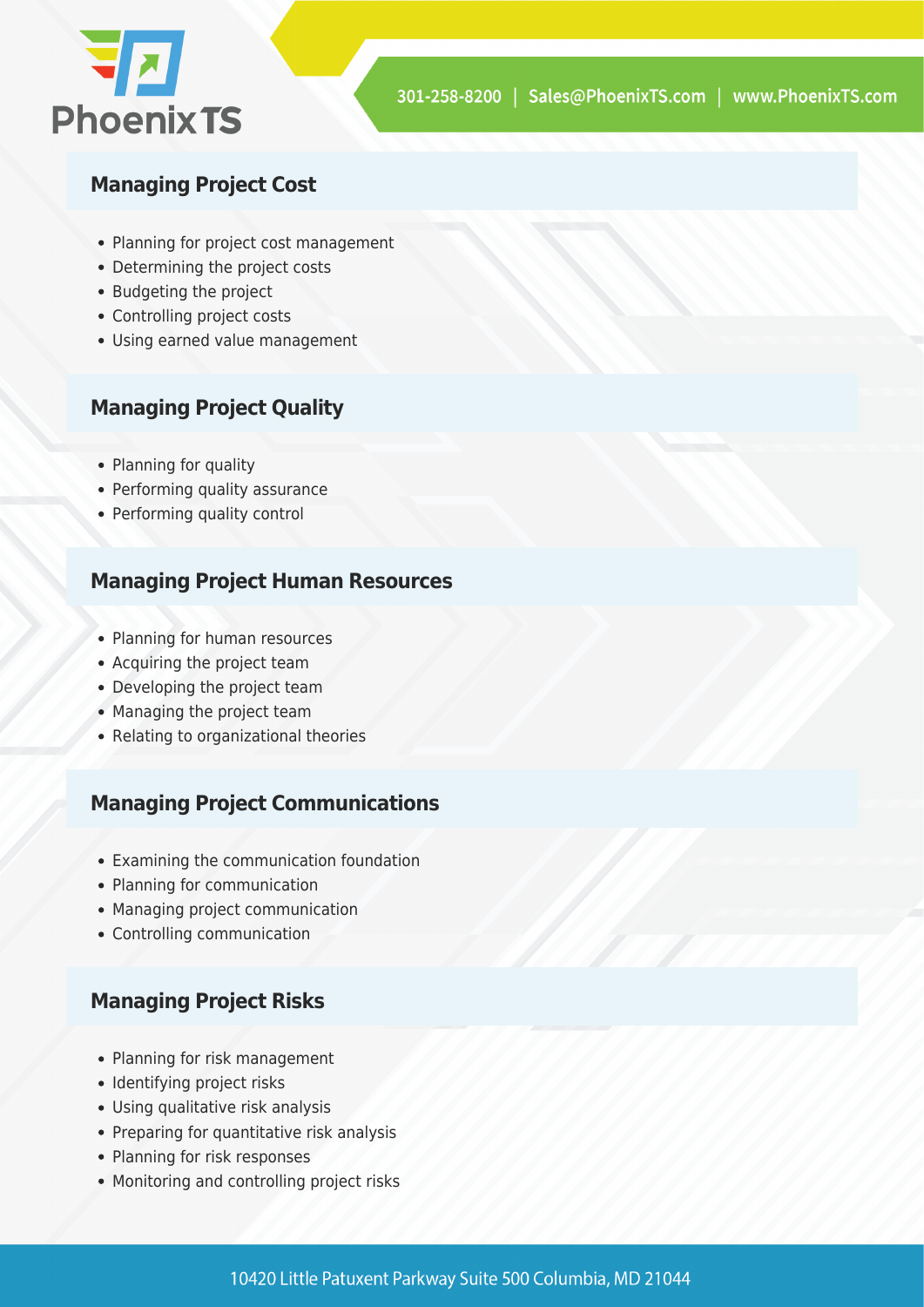## Managing Project Cost

- Planning for project cost management
- Determining the project costs
- Budgeting the project
- Controlling project costs
- Using earned value management

## Managing Project Quality

- Planning for quality
- Performing quality assurance
- Performing quality control

## Managing Project Human Resources

- Planning for human resources
- Acquiring the project team
- Developing the project team
- Managing the project team
- Relating to organizational theories

## Managing Project Communications

- Examining the communication foundation
- Planning for communication
- Managing project communication
- Controlling communication

## Managing Project Risks

- Planning for risk management
- Identifying project risks
- Using qualitative risk analysis
- Preparing for quantitative risk analysis
- Planning for risk responses
- Monitoring and controlling project risks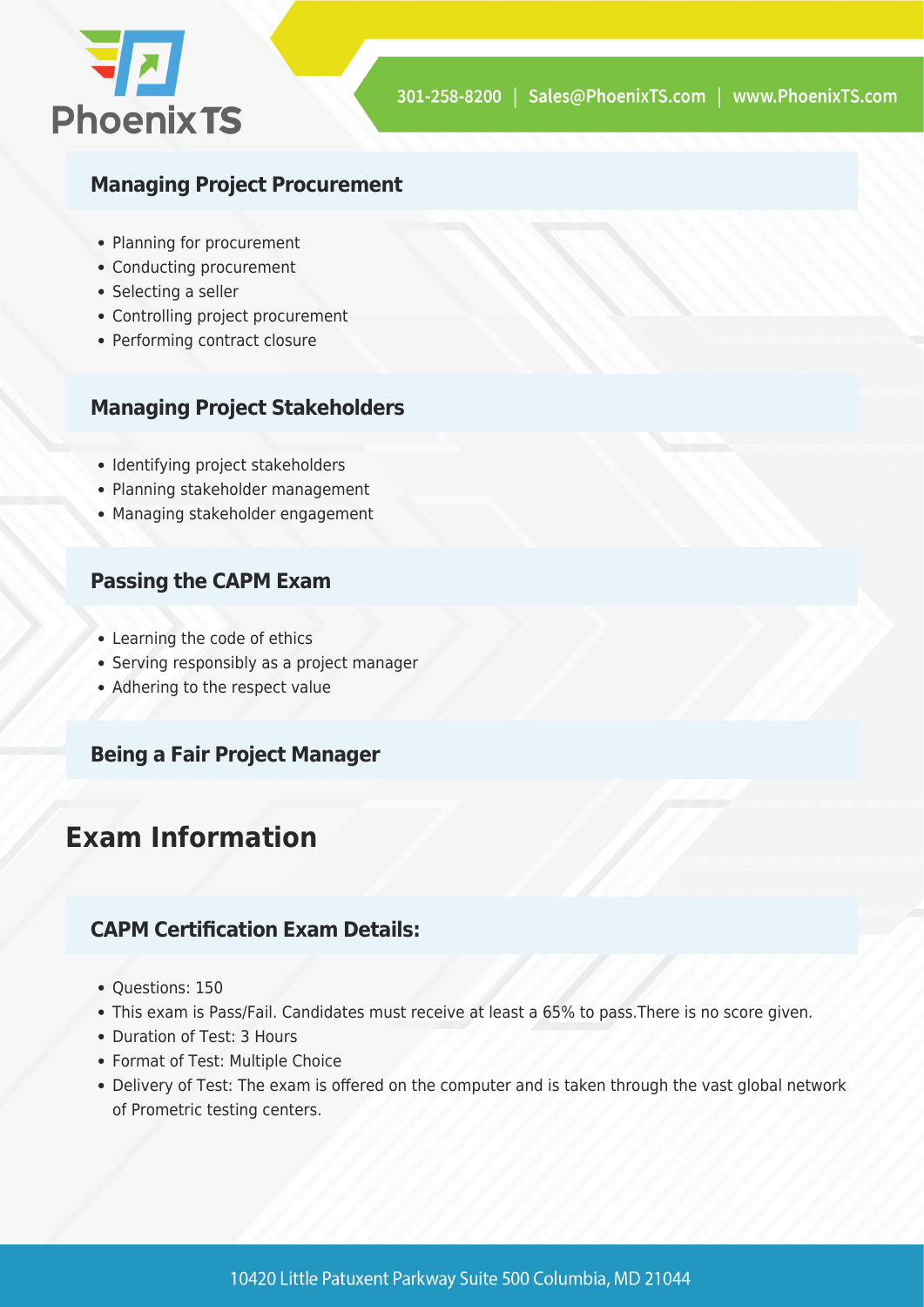### Managing Project Procurement

- Planning for procurement
- Conducting procurement
- Selecting a seller
- Controlling project procurement
- Performing contract closure

### Managing Project Stakeholders

- Identifying project stakeholders
- Planning stakeholder management
- Managing stakeholder engagement

### Passing the CAPM Exam

- Learning the code of ethics
- Serving responsibly as a project manager
- Adhering to the respect value

### Being a Fair Project Manager

## Exam Information

### CAPM Certification Exam Details:

- Questions: 150
- This exam is Pass/Fail. Candidates must receive at least a 65% to pass.There is no score given.
- Duration of Test: 3 Hours
- Format of Test: Multiple Choice
- Delivery of Test: The exam is offered on the computer and is taken through the vast global network of Prometric testing centers.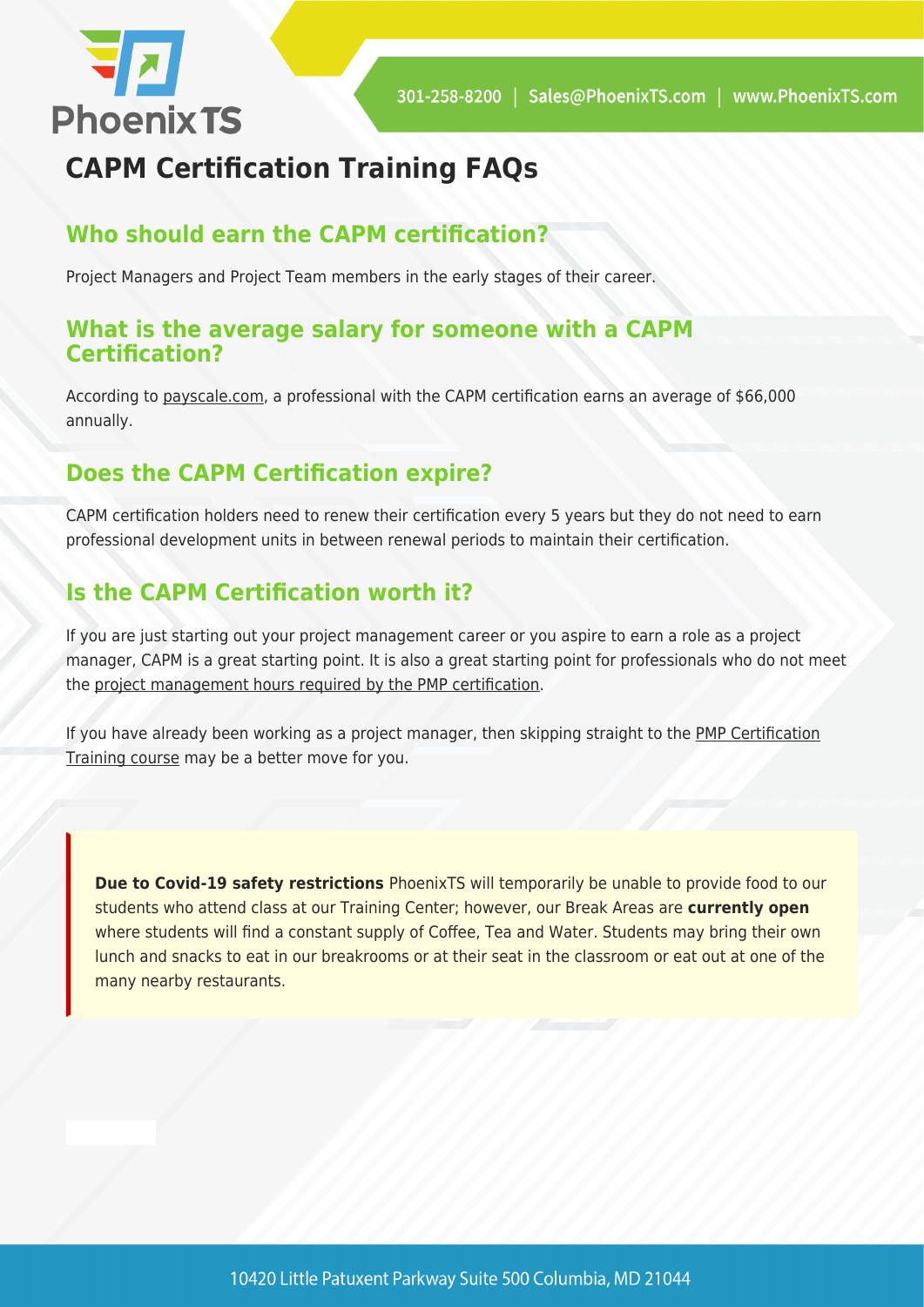# CAPM Certification Training FAQs

## Who should earn the CAPM certification?

Project Managers and Project Team members in the early stages of their career.

## What is the average salary for someone with a CAPM Certification?

According to payscale.com, a professional with the CAPM certification earns an average of $66,000 annually.

## Does the CAPM Certification expire?

CAPM certification holders need to renew their certification every 5 years but they do not need to earn professional development units in between renewal periods to maintain their certification.

## Is the CAPM Certification worth it?

If you are just starting out your project management career or you aspire to earn a role as a project manager, CAPM is a great starting point. It is also a great starting point for professionals who do not meet the project management hours required by the PMP certification.

If you have already been working as a project manager, then skipping straight to the PMP Certification Training course may be a better move for you.

**Due to Covid-19 safety restrictions** PhoenixTS will temporarily be unable to provide food to our students who attend class at our Training Center; however, our Break Areas are **currently open** where students will find a constant supply of Coffee, Tea and Water. Students may bring their own lunch and snacks to eat in our breakrooms or at their seat in the classroom or eat out at one of the many nearby restaurants.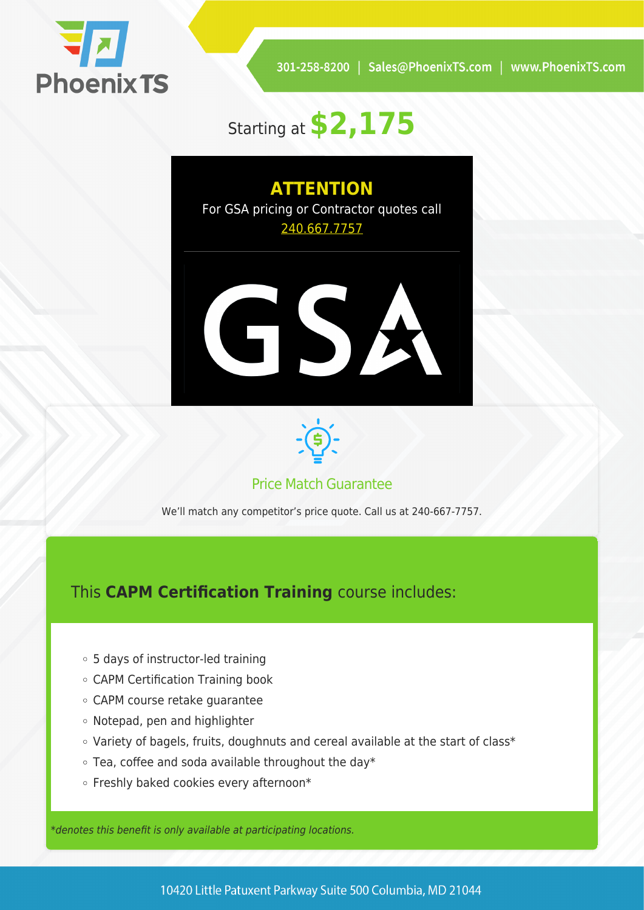301-258-8200 | Sales@PhoenixTS.com | www.PhoenixTS.com

Starting at **$2,175**

**ATTENTION**

For GSA pricing or Contractor quotes call 240.667.7757

Price Match Guarantee

We'll match any competitor's price quote. Call us at 240-667-7757.

## This **CAPM Certification Training** course includes:

- 5 days of instructor-led training
- CAPM Certification Training book
- CAPM course retake guarantee
- Notepad, pen and highlighter
- Variety of bagels, fruits, doughnuts and cereal available at the start of class*
- Tea, coffee and soda available throughout the day*
- Freshly baked cookies every afternoon*

*\*denotes this benefit is only available at participating locations.*

10420 Little Patuxent Parkway Suite 500 Columbia, MD 21044